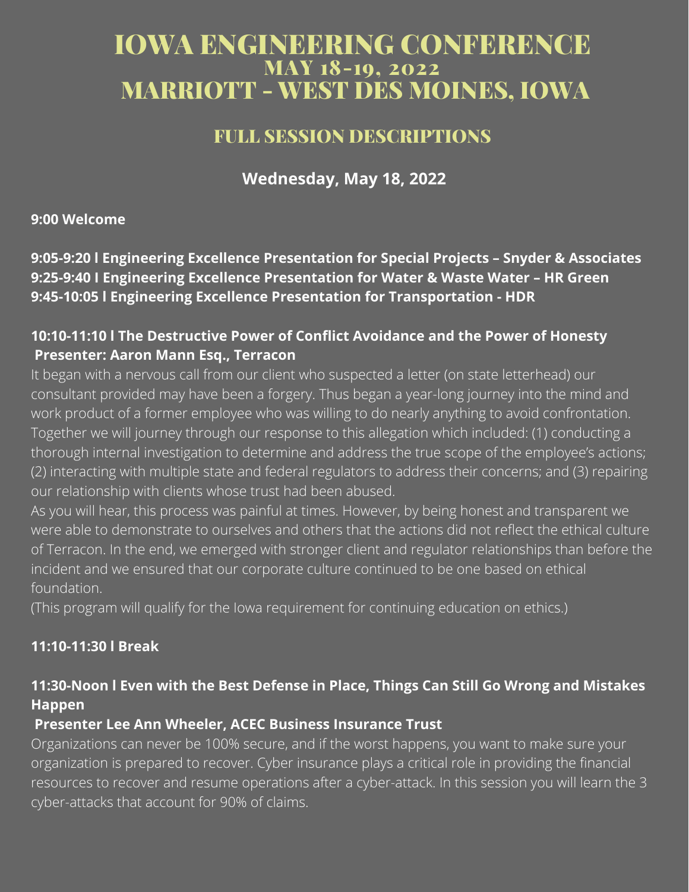# IOWA ENGINEERING CONFERENCE
## MAY 18-19, 2022
## MARRIOTT - WEST DES MOINES, IOWA

## FULL SESSION DESCRIPTIONS

### Wednesday, May 18, 2022

**9:00 Welcome**

**9:05-9:20 l Engineering Excellence Presentation for Special Projects – Snyder & Associates**
**9:25-9:40 l Engineering Excellence Presentation for Water & Waste Water – HR Green**
**9:45-10:05 l Engineering Excellence Presentation for Transportation - HDR**

**10:10-11:10 l The Destructive Power of Conflict Avoidance and the Power of Honesty**
**Presenter: Aaron Mann Esq., Terracon**

It began with a nervous call from our client who suspected a letter (on state letterhead) our consultant provided may have been a forgery. Thus began a year-long journey into the mind and work product of a former employee who was willing to do nearly anything to avoid confrontation. Together we will journey through our response to this allegation which included: (1) conducting a thorough internal investigation to determine and address the true scope of the employee's actions; (2) interacting with multiple state and federal regulators to address their concerns; and (3) repairing our relationship with clients whose trust had been abused.

As you will hear, this process was painful at times. However, by being honest and transparent we were able to demonstrate to ourselves and others that the actions did not reflect the ethical culture of Terracon. In the end, we emerged with stronger client and regulator relationships than before the incident and we ensured that our corporate culture continued to be one based on ethical foundation.

(This program will qualify for the Iowa requirement for continuing education on ethics.)

**11:10-11:30 l Break**

**11:30-Noon l Even with the Best Defense in Place, Things Can Still Go Wrong and Mistakes Happen**
**Presenter Lee Ann Wheeler, ACEC Business Insurance Trust**

Organizations can never be 100% secure, and if the worst happens, you want to make sure your organization is prepared to recover. Cyber insurance plays a critical role in providing the financial resources to recover and resume operations after a cyber-attack. In this session you will learn the 3 cyber-attacks that account for 90% of claims.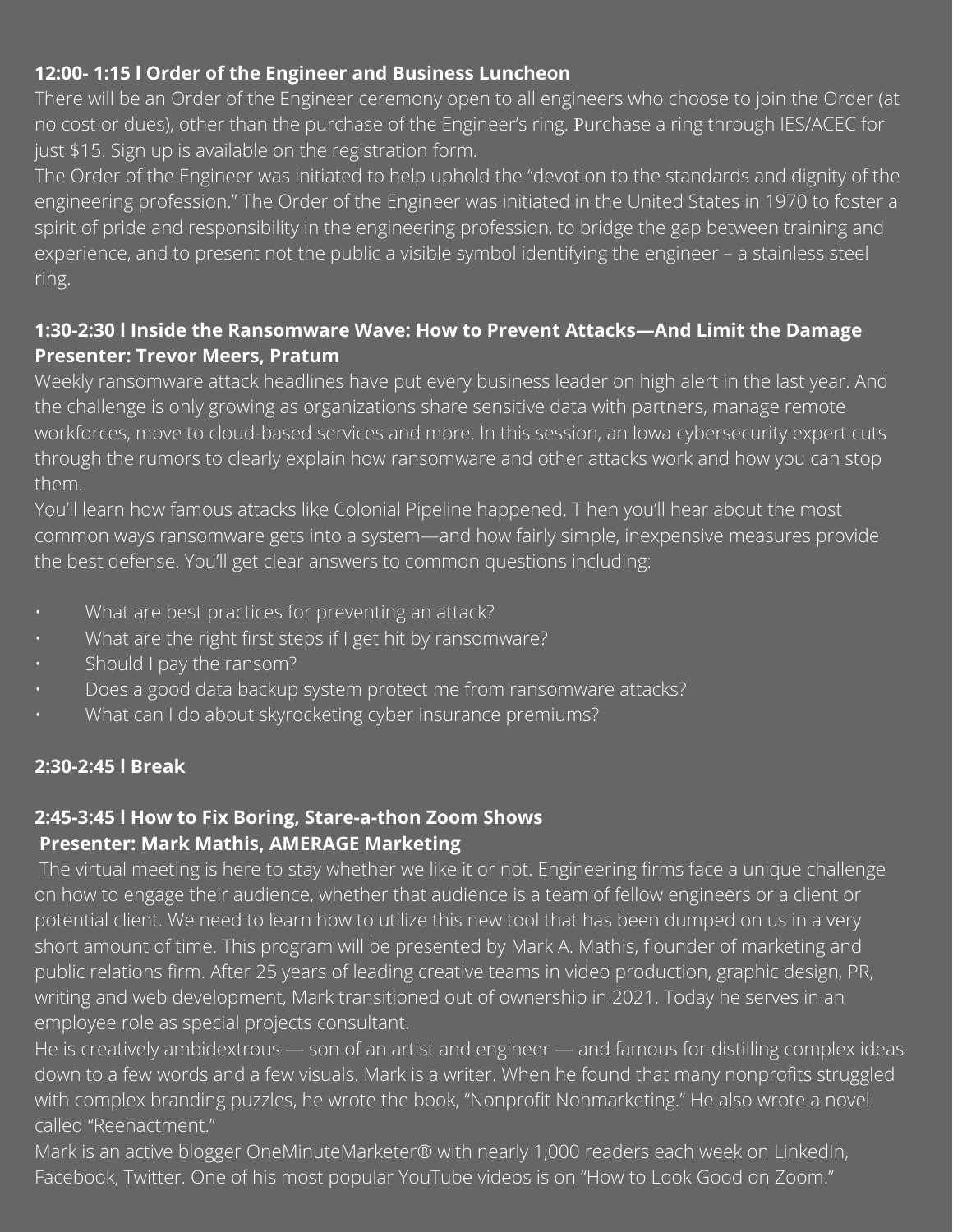**12:00- 1:15 l Order of the Engineer and Business Luncheon**

There will be an Order of the Engineer ceremony open to all engineers who choose to join the Order (at no cost or dues), other than the purchase of the Engineer's ring. Purchase a ring through IES/ACEC for just $15. Sign up is available on the registration form.

The Order of the Engineer was initiated to help uphold the "devotion to the standards and dignity of the engineering profession." The Order of the Engineer was initiated in the United States in 1970 to foster a spirit of pride and responsibility in the engineering profession, to bridge the gap between training and experience, and to present not the public a visible symbol identifying the engineer – a stainless steel ring.

**1:30-2:30 l Inside the Ransomware Wave: How to Prevent Attacks—And Limit the Damage**
**Presenter: Trevor Meers, Pratum**

Weekly ransomware attack headlines have put every business leader on high alert in the last year. And the challenge is only growing as organizations share sensitive data with partners, manage remote workforces, move to cloud-based services and more. In this session, an Iowa cybersecurity expert cuts through the rumors to clearly explain how ransomware and other attacks work and how you can stop them.

You'll learn how famous attacks like Colonial Pipeline happened. T hen you'll hear about the most common ways ransomware gets into a system—and how fairly simple, inexpensive measures provide the best defense. You'll get clear answers to common questions including:

- What are best practices for preventing an attack?
- What are the right first steps if I get hit by ransomware?
- Should I pay the ransom?
- Does a good data backup system protect me from ransomware attacks?
- What can I do about skyrocketing cyber insurance premiums?

**2:30-2:45 l Break**

**2:45-3:45 l How to Fix Boring, Stare-a-thon Zoom Shows**
**Presenter: Mark Mathis, AMERAGE Marketing**

The virtual meeting is here to stay whether we like it or not. Engineering firms face a unique challenge on how to engage their audience, whether that audience is a team of fellow engineers or a client or potential client. We need to learn how to utilize this new tool that has been dumped on us in a very short amount of time. This program will be presented by Mark A. Mathis, flounder of marketing and public relations firm. After 25 years of leading creative teams in video production, graphic design, PR, writing and web development, Mark transitioned out of ownership in 2021. Today he serves in an employee role as special projects consultant.

He is creatively ambidextrous — son of an artist and engineer — and famous for distilling complex ideas down to a few words and a few visuals. Mark is a writer. When he found that many nonprofits struggled with complex branding puzzles, he wrote the book, "Nonprofit Nonmarketing." He also wrote a novel called "Reenactment."

Mark is an active blogger OneMinuteMarketer® with nearly 1,000 readers each week on LinkedIn, Facebook, Twitter. One of his most popular YouTube videos is on "How to Look Good on Zoom."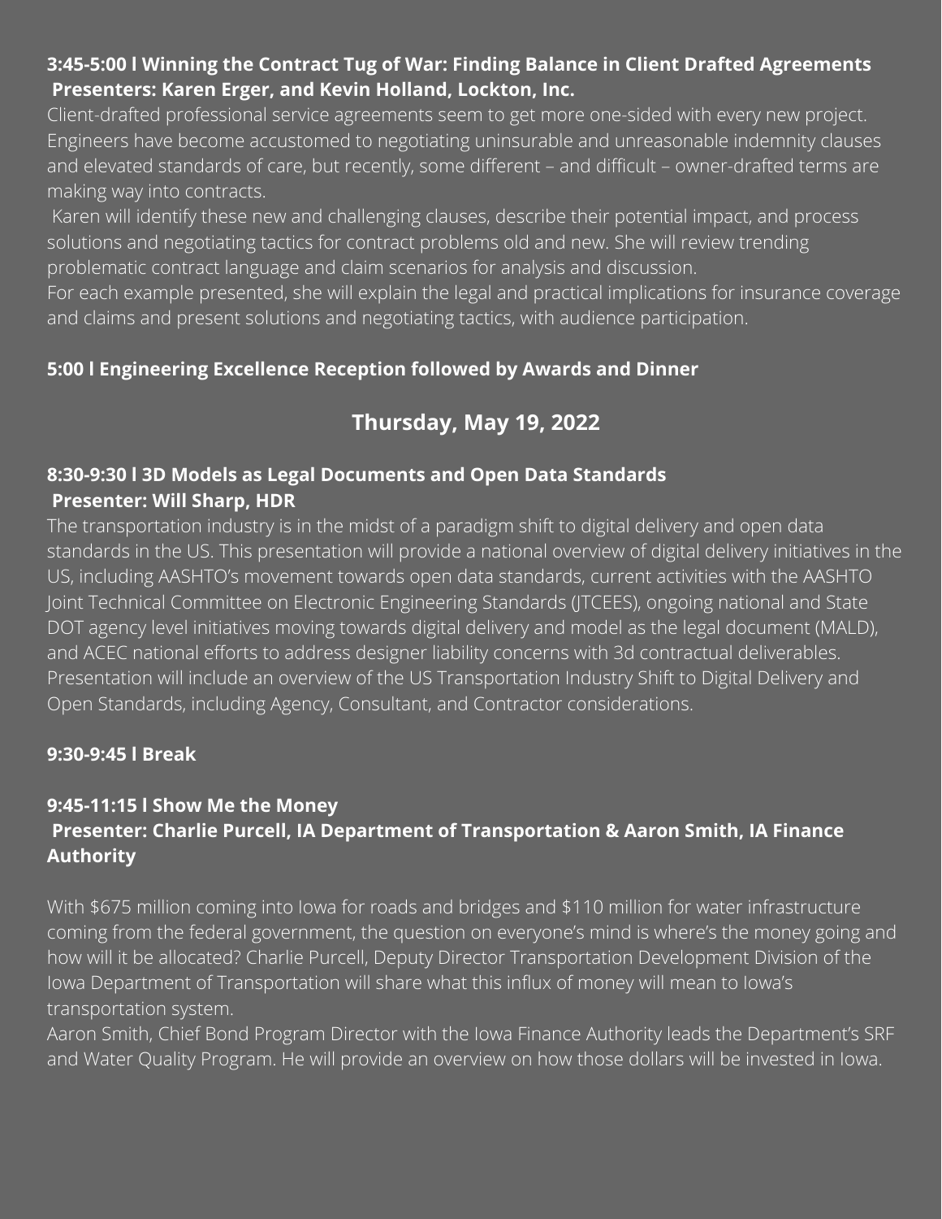**3:45-5:00 l Winning the Contract Tug of War: Finding Balance in Client Drafted Agreements**
**Presenters: Karen Erger, and Kevin Holland, Lockton, Inc.**

Client-drafted professional service agreements seem to get more one-sided with every new project. Engineers have become accustomed to negotiating uninsurable and unreasonable indemnity clauses and elevated standards of care, but recently, some different – and difficult – owner-drafted terms are making way into contracts.

Karen will identify these new and challenging clauses, describe their potential impact, and process solutions and negotiating tactics for contract problems old and new. She will review trending problematic contract language and claim scenarios for analysis and discussion.

For each example presented, she will explain the legal and practical implications for insurance coverage and claims and present solutions and negotiating tactics, with audience participation.

**5:00 l Engineering Excellence Reception followed by Awards and Dinner**

## Thursday, May 19, 2022

**8:30-9:30 l 3D Models as Legal Documents and Open Data Standards**
**Presenter: Will Sharp, HDR**

The transportation industry is in the midst of a paradigm shift to digital delivery and open data standards in the US. This presentation will provide a national overview of digital delivery initiatives in the US, including AASHTO's movement towards open data standards, current activities with the AASHTO Joint Technical Committee on Electronic Engineering Standards (JTCEES), ongoing national and State DOT agency level initiatives moving towards digital delivery and model as the legal document (MALD), and ACEC national efforts to address designer liability concerns with 3d contractual deliverables. Presentation will include an overview of the US Transportation Industry Shift to Digital Delivery and Open Standards, including Agency, Consultant, and Contractor considerations.

**9:30-9:45 l Break**

**9:45-11:15 l Show Me the Money**
**Presenter: Charlie Purcell, IA Department of Transportation & Aaron Smith, IA Finance Authority**

With $675 million coming into Iowa for roads and bridges and $110 million for water infrastructure coming from the federal government, the question on everyone's mind is where's the money going and how will it be allocated? Charlie Purcell, Deputy Director Transportation Development Division of the Iowa Department of Transportation will share what this influx of money will mean to Iowa's transportation system.

Aaron Smith, Chief Bond Program Director with the Iowa Finance Authority leads the Department's SRF and Water Quality Program. He will provide an overview on how those dollars will be invested in Iowa.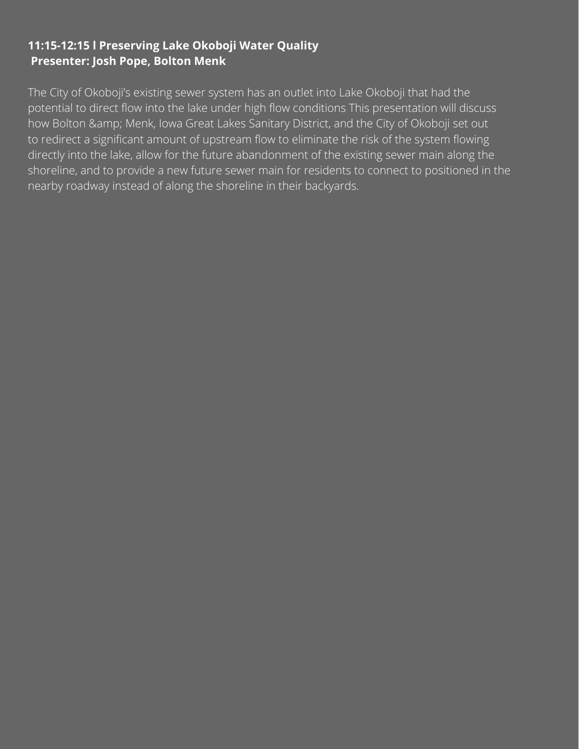**11:15-12:15 l Preserving Lake Okoboji Water Quality**
**Presenter: Josh Pope, Bolton Menk**

The City of Okoboji's existing sewer system has an outlet into Lake Okoboji that had the potential to direct flow into the lake under high flow conditions This presentation will discuss how Bolton &amp; Menk, Iowa Great Lakes Sanitary District, and the City of Okoboji set out to redirect a significant amount of upstream flow to eliminate the risk of the system flowing directly into the lake, allow for the future abandonment of the existing sewer main along the shoreline, and to provide a new future sewer main for residents to connect to positioned in the nearby roadway instead of along the shoreline in their backyards.